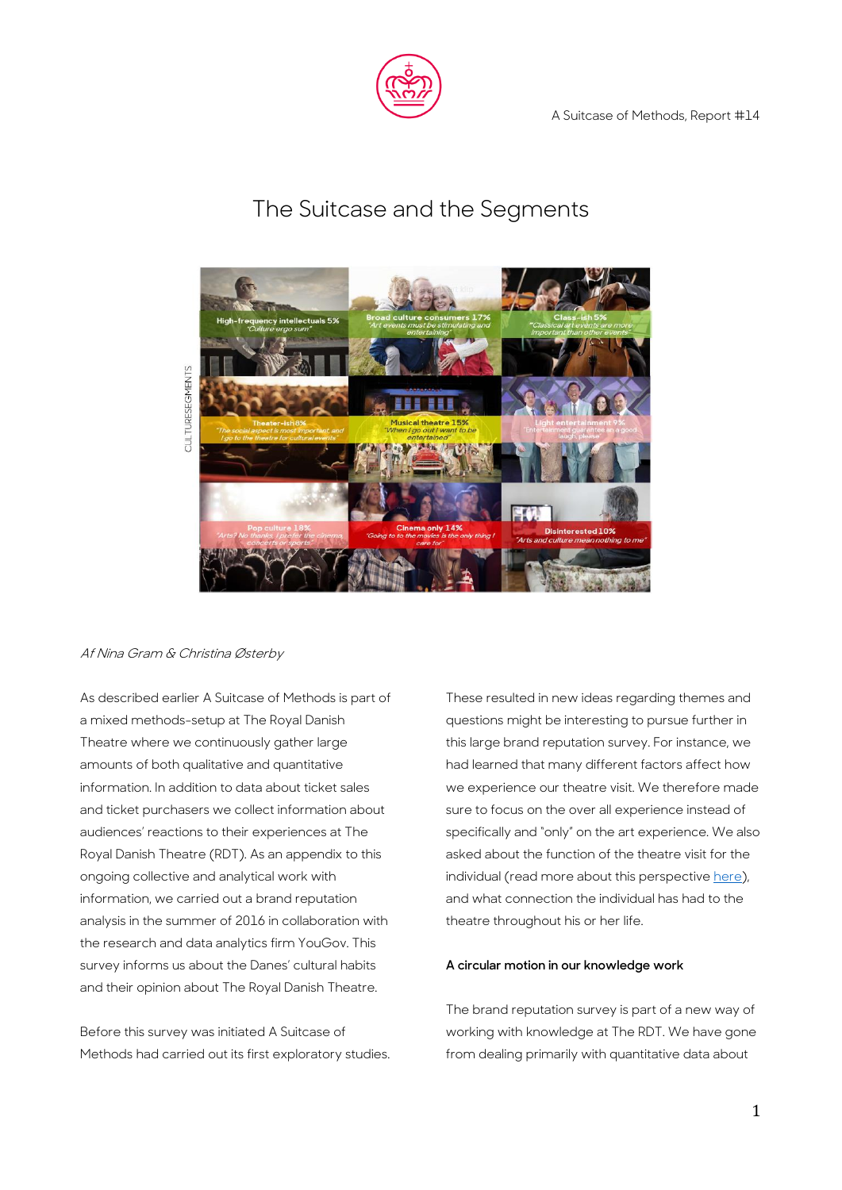# The Suitcase and the Segments

*Af Nina Gram & Christina Østerby*

As described earlier A Suitcase of Methods is part of a mixed methods-setup at The Royal Danish Theatre where we continuously gather large amounts of both qualitative and quantitative information. In addition to data about ticket sales and ticket purchasers we collect information about audiences' reactions to their experiences at The Royal Danish Theatre (RDT). As an appendix to this ongoing collective and analytical work with information, we carried out a brand reputation analysis in the summer of 2016 in collaboration with the research and data analytics firm YouGov. This survey informs us about the Danes' cultural habits and their opinion about The Royal Danish Theatre.

Before this survey was initiated A Suitcase of Methods had carried out its first exploratory studies. These resulted in new ideas regarding themes and questions might be interesting to pursue further in this large brand reputation survey. For instance, we had learned that many different factors affect how we experience our theatre visit. We therefore made sure to focus on the over all experience instead of specifically and "only" on the art experience. We also asked about the function of the theatre visit for the individual (read more about this perspective here), and what connection the individual has had to the theatre throughout his or her life.

**A circular motion in our knowledge work**

The brand reputation survey is part of a new way of working with knowledge at The RDT. We have gone from dealing primarily with quantitative data about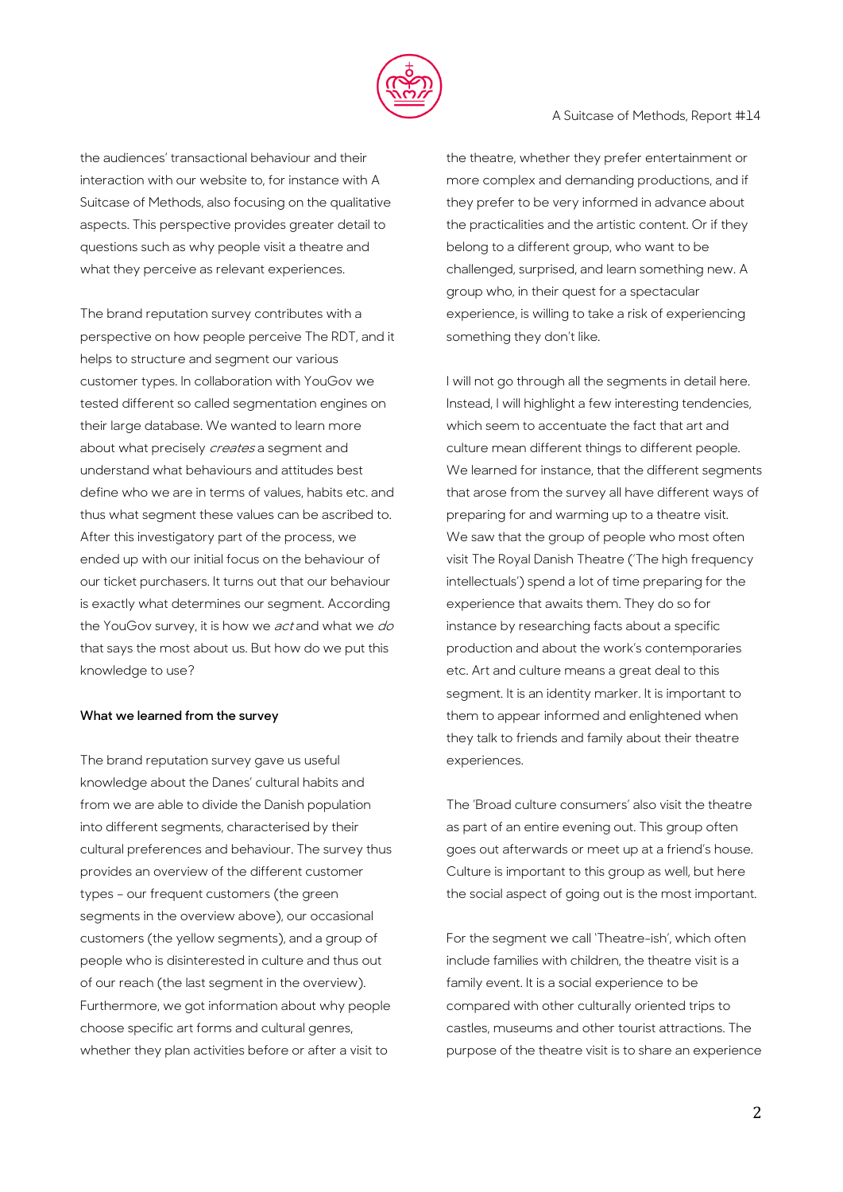the audiences' transactional behaviour and their interaction with our website to, for instance with A Suitcase of Methods, also focusing on the qualitative aspects. This perspective provides greater detail to questions such as why people visit a theatre and what they perceive as relevant experiences.

The brand reputation survey contributes with a perspective on how people perceive The RDT, and it helps to structure and segment our various customer types. In collaboration with YouGov we tested different so called segmentation engines on their large database. We wanted to learn more about what precisely *creates* a segment and understand what behaviours and attitudes best define who we are in terms of values, habits etc. and thus what segment these values can be ascribed to. After this investigatory part of the process, we ended up with our initial focus on the behaviour of our ticket purchasers. It turns out that our behaviour is exactly what determines our segment. According the YouGov survey, it is how we *act* and what we *do* that says the most about us. But how do we put this knowledge to use?

**What we learned from the survey**

The brand reputation survey gave us useful knowledge about the Danes' cultural habits and from we are able to divide the Danish population into different segments, characterised by their cultural preferences and behaviour. The survey thus provides an overview of the different customer types – our frequent customers (the green segments in the overview above), our occasional customers (the yellow segments), and a group of people who is disinterested in culture and thus out of our reach (the last segment in the overview). Furthermore, we got information about why people choose specific art forms and cultural genres, whether they plan activities before or after a visit to the theatre, whether they prefer entertainment or more complex and demanding productions, and if they prefer to be very informed in advance about the practicalities and the artistic content. Or if they belong to a different group, who want to be challenged, surprised, and learn something new. A group who, in their quest for a spectacular experience, is willing to take a risk of experiencing something they don't like.

I will not go through all the segments in detail here. Instead, I will highlight a few interesting tendencies, which seem to accentuate the fact that art and culture mean different things to different people. We learned for instance, that the different segments that arose from the survey all have different ways of preparing for and warming up to a theatre visit. We saw that the group of people who most often visit The Royal Danish Theatre ('The high frequency intellectuals') spend a lot of time preparing for the experience that awaits them. They do so for instance by researching facts about a specific production and about the work's contemporaries etc. Art and culture means a great deal to this segment. It is an identity marker. It is important to them to appear informed and enlightened when they talk to friends and family about their theatre experiences.

The 'Broad culture consumers' also visit the theatre as part of an entire evening out. This group often goes out afterwards or meet up at a friend's house. Culture is important to this group as well, but here the social aspect of going out is the most important.

For the segment we call 'Theatre-ish', which often include families with children, the theatre visit is a family event. It is a social experience to be compared with other culturally oriented trips to castles, museums and other tourist attractions. The purpose of the theatre visit is to share an experience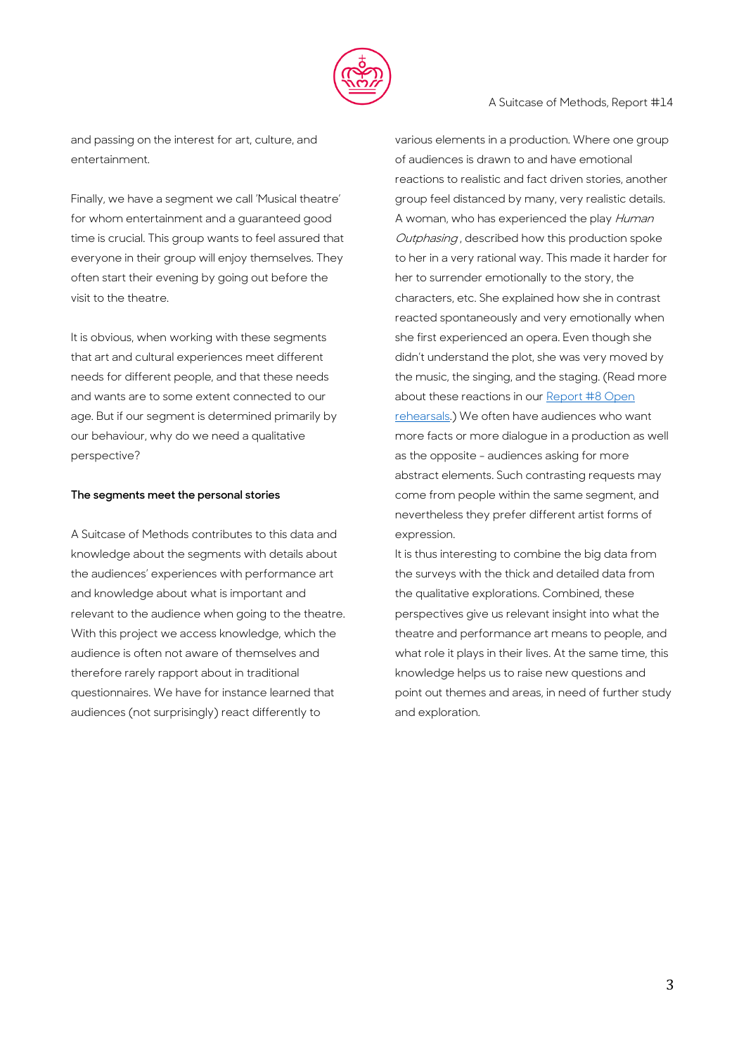and passing on the interest for art, culture, and entertainment.

Finally, we have a segment we call 'Musical theatre' for whom entertainment and a guaranteed good time is crucial. This group wants to feel assured that everyone in their group will enjoy themselves. They often start their evening by going out before the visit to the theatre.

It is obvious, when working with these segments that art and cultural experiences meet different needs for different people, and that these needs and wants are to some extent connected to our age. But if our segment is determined primarily by our behaviour, why do we need a qualitative perspective?

**The segments meet the personal stories**

A Suitcase of Methods contributes to this data and knowledge about the segments with details about the audiences' experiences with performance art and knowledge about what is important and relevant to the audience when going to the theatre. With this project we access knowledge, which the audience is often not aware of themselves and therefore rarely rapport about in traditional questionnaires. We have for instance learned that audiences (not surprisingly) react differently to various elements in a production. Where one group of audiences is drawn to and have emotional reactions to realistic and fact driven stories, another group feel distanced by many, very realistic details. A woman, who has experienced the play *Human Outphasing* , described how this production spoke to her in a very rational way. This made it harder for her to surrender emotionally to the story, the characters, etc. She explained how she in contrast reacted spontaneously and very emotionally when she first experienced an opera. Even though she didn't understand the plot, she was very moved by the music, the singing, and the staging. (Read more about these reactions in our [Report #8 Open rehearsals](). ) We often have audiences who want more facts or more dialogue in a production as well as the opposite - audiences asking for more abstract elements. Such contrasting requests may come from people within the same segment, and nevertheless they prefer different artist forms of expression.

It is thus interesting to combine the big data from the surveys with the thick and detailed data from the qualitative explorations. Combined, these perspectives give us relevant insight into what the theatre and performance art means to people, and what role it plays in their lives. At the same time, this knowledge helps us to raise new questions and point out themes and areas, in need of further study and exploration.